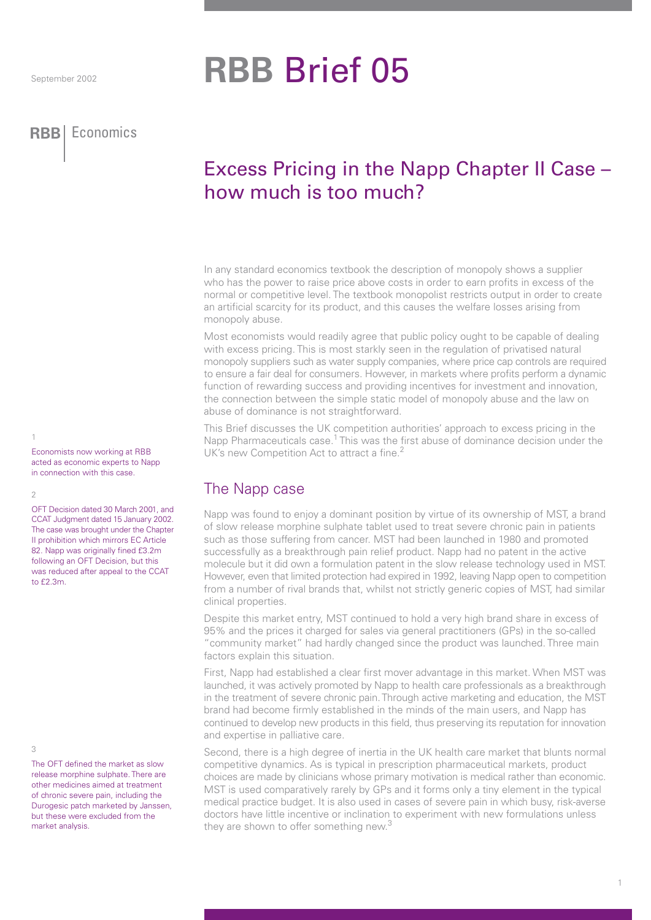September 2002

# RBB Brief 05

RBB | Economics

## Excess Pricing in the Napp Chapter II Case – how much is too much?

In any standard economics textbook the description of monopoly shows a supplier who has the power to raise price above costs in order to earn profits in excess of the normal or competitive level. The textbook monopolist restricts output in order to create an artificial scarcity for its product, and this causes the welfare losses arising from monopoly abuse.

Most economists would readily agree that public policy ought to be capable of dealing with excess pricing. This is most starkly seen in the regulation of privatised natural monopoly suppliers such as water supply companies, where price cap controls are required to ensure a fair deal for consumers. However, in markets where profits perform a dynamic function of rewarding success and providing incentives for investment and innovation, the connection between the simple static model of monopoly abuse and the law on abuse of dominance is not straightforward.

This Brief discusses the UK competition authorities' approach to excess pricing in the Napp Pharmaceuticals case.[1] This was the first abuse of dominance decision under the UK's new Competition Act to attract a fine.[2]

## The Napp case

Napp was found to enjoy a dominant position by virtue of its ownership of MST, a brand of slow release morphine sulphate tablet used to treat severe chronic pain in patients such as those suffering from cancer. MST had been launched in 1980 and promoted successfully as a breakthrough pain relief product. Napp had no patent in the active molecule but it did own a formulation patent in the slow release technology used in MST. However, even that limited protection had expired in 1992, leaving Napp open to competition from a number of rival brands that, whilst not strictly generic copies of MST, had similar clinical properties.

Despite this market entry, MST continued to hold a very high brand share in excess of 95% and the prices it charged for sales via general practitioners (GPs) in the so-called "community market" had hardly changed since the product was launched. Three main factors explain this situation.

First, Napp had established a clear first mover advantage in this market. When MST was launched, it was actively promoted by Napp to health care professionals as a breakthrough in the treatment of severe chronic pain. Through active marketing and education, the MST brand had become firmly established in the minds of the main users, and Napp has continued to develop new products in this field, thus preserving its reputation for innovation and expertise in palliative care.

Second, there is a high degree of inertia in the UK health care market that blunts normal competitive dynamics. As is typical in prescription pharmaceutical markets, product choices are made by clinicians whose primary motivation is medical rather than economic. MST is used comparatively rarely by GPs and it forms only a tiny element in the typical medical practice budget. It is also used in cases of severe pain in which busy, risk-averse doctors have little incentive or inclination to experiment with new formulations unless they are shown to offer something new.[3]

---

1 Economists now working at RBB acted as economic experts to Napp in connection with this case.

2 OFT Decision dated 30 March 2001, and CCAT Judgment dated 15 January 2002. The case was brought under the Chapter II prohibition which mirrors EC Article 82. Napp was originally fined £3.2m following an OFT Decision, but this was reduced after appeal to the CCAT to £2.3m.

3 The OFT defined the market as slow release morphine sulphate. There are other medicines aimed at treatment of chronic severe pain, including the Durogesic patch marketed by Janssen, but these were excluded from the market analysis.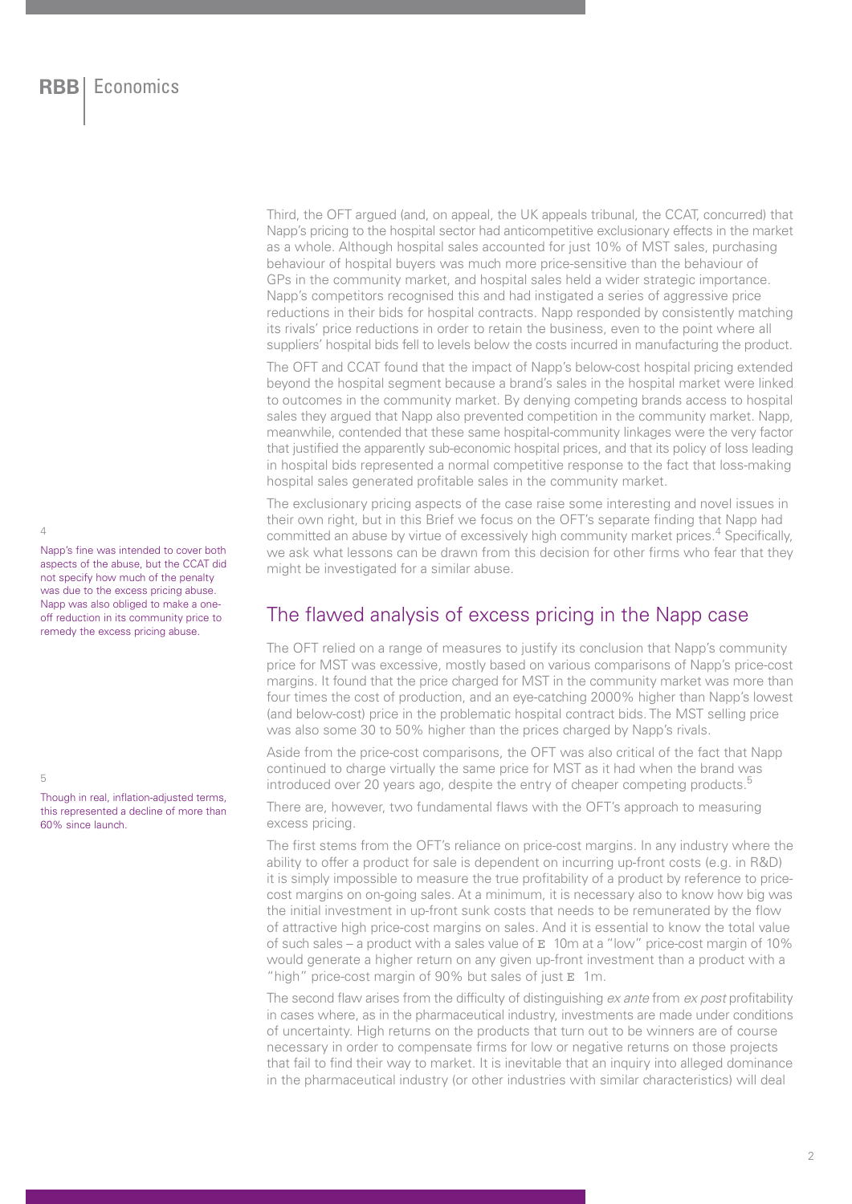Third, the OFT argued (and, on appeal, the UK appeals tribunal, the CCAT, concurred) that Napp's pricing to the hospital sector had anticompetitive exclusionary effects in the market as a whole. Although hospital sales accounted for just 10% of MST sales, purchasing behaviour of hospital buyers was much more price-sensitive than the behaviour of GPs in the community market, and hospital sales held a wider strategic importance. Napp's competitors recognised this and had instigated a series of aggressive price reductions in their bids for hospital contracts. Napp responded by consistently matching its rivals' price reductions in order to retain the business, even to the point where all suppliers' hospital bids fell to levels below the costs incurred in manufacturing the product.

The OFT and CCAT found that the impact of Napp's below-cost hospital pricing extended beyond the hospital segment because a brand's sales in the hospital market were linked to outcomes in the community market. By denying competing brands access to hospital sales they argued that Napp also prevented competition in the community market. Napp, meanwhile, contended that these same hospital-community linkages were the very factor that justified the apparently sub-economic hospital prices, and that its policy of loss leading in hospital bids represented a normal competitive response to the fact that loss-making hospital sales generated profitable sales in the community market.

The exclusionary pricing aspects of the case raise some interesting and novel issues in their own right, but in this Brief we focus on the OFT's separate finding that Napp had committed an abuse by virtue of excessively high community market prices.[4] Specifically, we ask what lessons can be drawn from this decision for other firms who fear that they might be investigated for a similar abuse.

## The flawed analysis of excess pricing in the Napp case

The OFT relied on a range of measures to justify its conclusion that Napp's community price for MST was excessive, mostly based on various comparisons of Napp's price-cost margins. It found that the price charged for MST in the community market was more than four times the cost of production, and an eye-catching 2000% higher than Napp's lowest (and below-cost) price in the problematic hospital contract bids. The MST selling price was also some 30 to 50% higher than the prices charged by Napp's rivals.

Aside from the price-cost comparisons, the OFT was also critical of the fact that Napp continued to charge virtually the same price for MST as it had when the brand was introduced over 20 years ago, despite the entry of cheaper competing products.[5]

There are, however, two fundamental flaws with the OFT's approach to measuring excess pricing.

The first stems from the OFT's reliance on price-cost margins. In any industry where the ability to offer a product for sale is dependent on incurring up-front costs (e.g. in R&D) it is simply impossible to measure the true profitability of a product by reference to price-cost margins on on-going sales. At a minimum, it is necessary also to know how big was the initial investment in up-front sunk costs that needs to be remunerated by the flow of attractive high price-cost margins on sales. And it is essential to know the total value of such sales – a product with a sales value of € 10m at a "low" price-cost margin of 10% would generate a higher return on any given up-front investment than a product with a "high" price-cost margin of 90% but sales of just € 1m.

The second flaw arises from the difficulty of distinguishing *ex ante* from *ex post* profitability in cases where, as in the pharmaceutical industry, investments are made under conditions of uncertainty. High returns on the products that turn out to be winners are of course necessary in order to compensate firms for low or negative returns on those projects that fail to find their way to market. It is inevitable that an inquiry into alleged dominance in the pharmaceutical industry (or other industries with similar characteristics) will deal

---

[4] Napp's fine was intended to cover both aspects of the abuse, but the CCAT did not specify how much of the penalty was due to the excess pricing abuse. Napp was also obliged to make a one-off reduction in its community price to remedy the excess pricing abuse.

[5] Though in real, inflation-adjusted terms, this represented a decline of more than 60% since launch.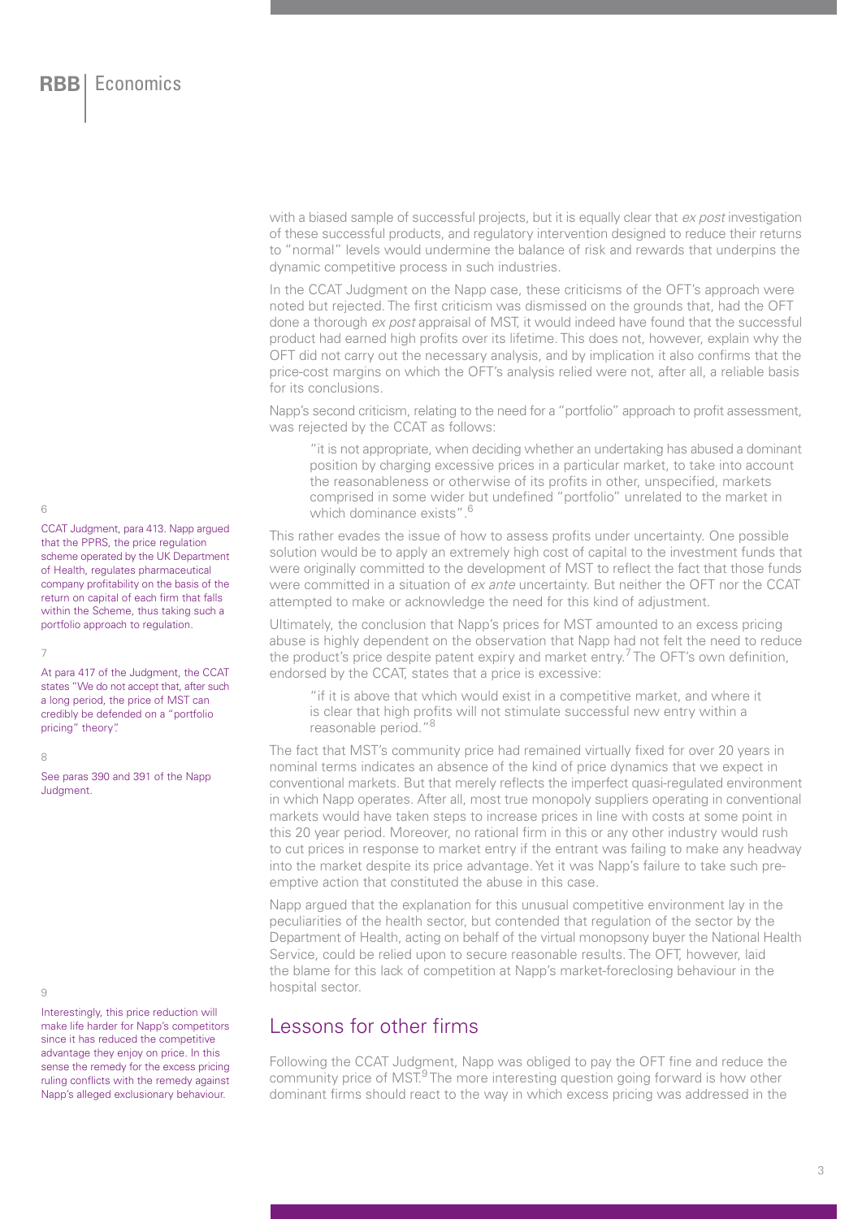with a biased sample of successful projects, but it is equally clear that *ex post* investigation of these successful products, and regulatory intervention designed to reduce their returns to "normal" levels would undermine the balance of risk and rewards that underpins the dynamic competitive process in such industries.

In the CCAT Judgment on the Napp case, these criticisms of the OFT's approach were noted but rejected. The first criticism was dismissed on the grounds that, had the OFT done a thorough *ex post* appraisal of MST, it would indeed have found that the successful product had earned high profits over its lifetime. This does not, however, explain why the OFT did not carry out the necessary analysis, and by implication it also confirms that the price-cost margins on which the OFT's analysis relied were not, after all, a reliable basis for its conclusions.

Napp's second criticism, relating to the need for a "portfolio" approach to profit assessment, was rejected by the CCAT as follows:

> "it is not appropriate, when deciding whether an undertaking has abused a dominant position by charging excessive prices in a particular market, to take into account the reasonableness or otherwise of its profits in other, unspecified, markets comprised in some wider but undefined "portfolio" unrelated to the market in which dominance exists".[6]

This rather evades the issue of how to assess profits under uncertainty. One possible solution would be to apply an extremely high cost of capital to the investment funds that were originally committed to the development of MST to reflect the fact that those funds were committed in a situation of *ex ante* uncertainty. But neither the OFT nor the CCAT attempted to make or acknowledge the need for this kind of adjustment.

Ultimately, the conclusion that Napp's prices for MST amounted to an excess pricing abuse is highly dependent on the observation that Napp had not felt the need to reduce the product's price despite patent expiry and market entry.[7] The OFT's own definition, endorsed by the CCAT, states that a price is excessive:

> "if it is above that which would exist in a competitive market, and where it is clear that high profits will not stimulate successful new entry within a reasonable period."[8]

The fact that MST's community price had remained virtually fixed for over 20 years in nominal terms indicates an absence of the kind of price dynamics that we expect in conventional markets. But that merely reflects the imperfect quasi-regulated environment in which Napp operates. After all, most true monopoly suppliers operating in conventional markets would have taken steps to increase prices in line with costs at some point in this 20 year period. Moreover, no rational firm in this or any other industry would rush to cut prices in response to market entry if the entrant was failing to make any headway into the market despite its price advantage. Yet it was Napp's failure to take such pre-emptive action that constituted the abuse in this case.

Napp argued that the explanation for this unusual competitive environment lay in the peculiarities of the health sector, but contended that regulation of the sector by the Department of Health, acting on behalf of the virtual monopsony buyer the National Health Service, could be relied upon to secure reasonable results. The OFT, however, laid the blame for this lack of competition at Napp's market-foreclosing behaviour in the hospital sector.

## Lessons for other firms

Following the CCAT Judgment, Napp was obliged to pay the OFT fine and reduce the community price of MST.[9] The more interesting question going forward is how other dominant firms should react to the way in which excess pricing was addressed in the

---

[6] CCAT Judgment, para 413. Napp argued that the PPRS, the price regulation scheme operated by the UK Department of Health, regulates pharmaceutical company profitability on the basis of the return on capital of each firm that falls within the Scheme, thus taking such a portfolio approach to regulation.

[7] At para 417 of the Judgment, the CCAT states "We do not accept that, after such a long period, the price of MST can credibly be defended on a "portfolio pricing" theory".

[8] See paras 390 and 391 of the Napp Judgment.

[9] Interestingly, this price reduction will make life harder for Napp's competitors since it has reduced the competitive advantage they enjoy on price. In this sense the remedy for the excess pricing ruling conflicts with the remedy against Napp's alleged exclusionary behaviour.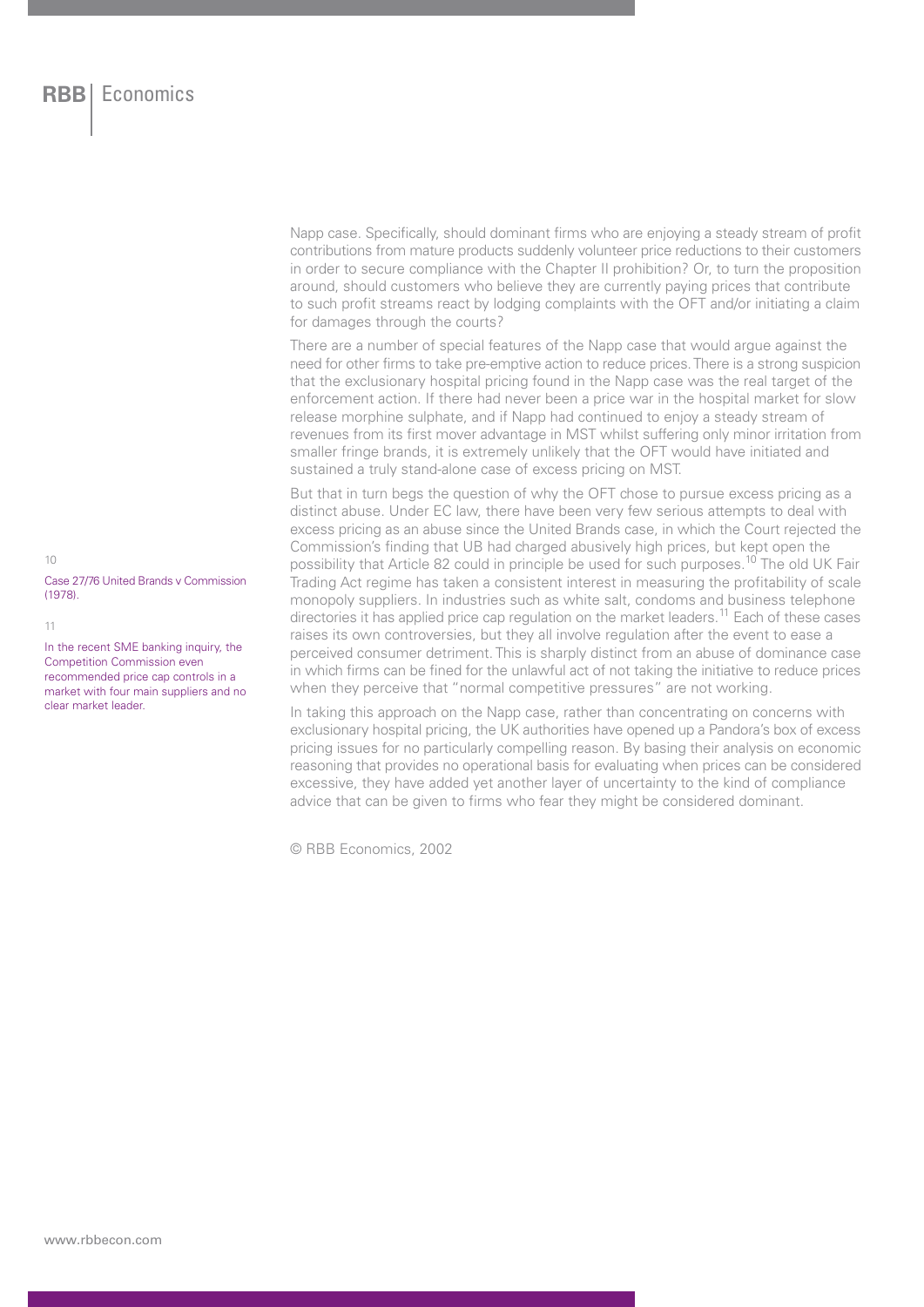Napp case. Specifically, should dominant firms who are enjoying a steady stream of profit contributions from mature products suddenly volunteer price reductions to their customers in order to secure compliance with the Chapter II prohibition? Or, to turn the proposition around, should customers who believe they are currently paying prices that contribute to such profit streams react by lodging complaints with the OFT and/or initiating a claim for damages through the courts?

There are a number of special features of the Napp case that would argue against the need for other firms to take pre-emptive action to reduce prices. There is a strong suspicion that the exclusionary hospital pricing found in the Napp case was the real target of the enforcement action. If there had never been a price war in the hospital market for slow release morphine sulphate, and if Napp had continued to enjoy a steady stream of revenues from its first mover advantage in MST whilst suffering only minor irritation from smaller fringe brands, it is extremely unlikely that the OFT would have initiated and sustained a truly stand-alone case of excess pricing on MST.

But that in turn begs the question of why the OFT chose to pursue excess pricing as a distinct abuse. Under EC law, there have been very few serious attempts to deal with excess pricing as an abuse since the United Brands case, in which the Court rejected the Commission's finding that UB had charged abusively high prices, but kept open the possibility that Article 82 could in principle be used for such purposes.[10] The old UK Fair Trading Act regime has taken a consistent interest in measuring the profitability of scale monopoly suppliers. In industries such as white salt, condoms and business telephone directories it has applied price cap regulation on the market leaders.[11] Each of these cases raises its own controversies, but they all involve regulation after the event to ease a perceived consumer detriment. This is sharply distinct from an abuse of dominance case in which firms can be fined for the unlawful act of not taking the initiative to reduce prices when they perceive that "normal competitive pressures" are not working.

In taking this approach on the Napp case, rather than concentrating on concerns with exclusionary hospital pricing, the UK authorities have opened up a Pandora's box of excess pricing issues for no particularly compelling reason. By basing their analysis on economic reasoning that provides no operational basis for evaluating when prices can be considered excessive, they have added yet another layer of uncertainty to the kind of compliance advice that can be given to firms who fear they might be considered dominant.

© RBB Economics, 2002

---

10 Case 27/76 United Brands v Commission (1978).

11 In the recent SME banking inquiry, the Competition Commission even recommended price cap controls in a market with four main suppliers and no clear market leader.